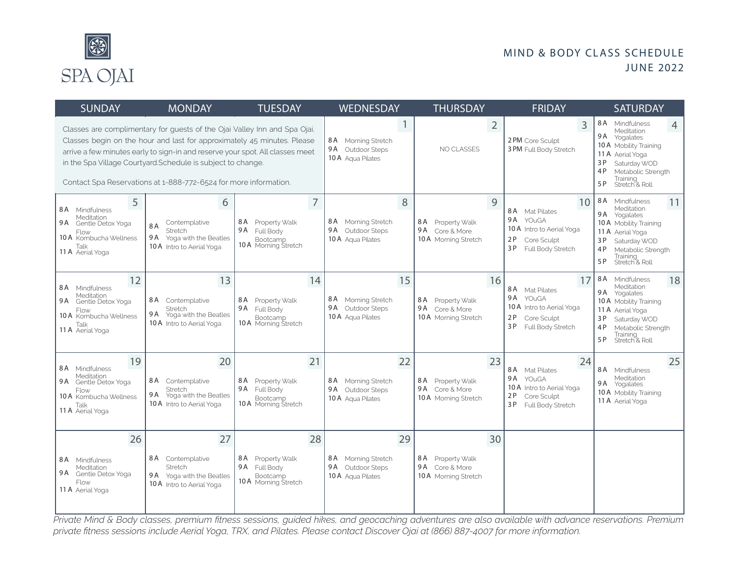# SPA OJAI

## MIND & BODY CLASS SCHEDULE
## JUNE 2022

| SUNDAY | MONDAY | TUESDAY | WEDNESDAY | THURSDAY | FRIDAY | SATURDAY |
|---|---|---|---|---|---|---|
| Classes are complimentary for guests of the Ojai Valley Inn and Spa Ojai. Classes begin on the hour and last for approximately 45 minutes. Please arrive a few minutes early to sign-in and reserve your spot. All classes meet in the Spa Village Courtyard.Schedule is subject to change. Contact Spa Reservations at 1-888-772-6524 for more information. | | | **1**<br>8 A Morning Stretch<br>9 A Outdoor Steps<br>10 A Aqua Pilates | **2**<br>NO CLASSES | **3**<br>2 PM Core Sculpt<br>3 PM Full Body Stretch | **4**<br>8 A Mindfulness Meditation<br>9 A Yogalates<br>10 A Mobility Training<br>11 A Aerial Yoga<br>3 P Saturday WOD<br>4 P Metabolic Strength Training<br>5 P Stretch & Roll |
| **5**<br>8 A Mindfulness Meditation<br>9 A Gentle Detox Yoga Flow<br>10 A Kombucha Wellness Talk<br>11 A Aerial Yoga | **6**<br>8 A Contemplative Stretch<br>9 A Yoga with the Beatles<br>10 A Intro to Aerial Yoga | **7**<br>8 A Property Walk<br>9 A Full Body Bootcamp<br>10 A Morning Stretch | **8**<br>8 A Morning Stretch<br>9 A Outdoor Steps<br>10 A Aqua Pilates | **9**<br>8 A Property Walk<br>9 A Core & More<br>10 A Morning Stretch | **10**<br>8 A Mat Pilates<br>9 A YOuGA<br>10 A Intro to Aerial Yoga<br>2 P Core Sculpt<br>3 P Full Body Stretch | **11**<br>8 A Mindfulness Meditation<br>9 A Yogalates<br>10 A Mobility Training<br>11 A Aerial Yoga<br>3 P Saturday WOD<br>4 P Metabolic Strength Training<br>5 P Stretch & Roll |
| **12**<br>8 A Mindfulness Meditation<br>9 A Gentle Detox Yoga Flow<br>10 A Kombucha Wellness Talk<br>11 A Aerial Yoga | **13**<br>8 A Contemplative Stretch<br>9 A Yoga with the Beatles<br>10 A Intro to Aerial Yoga | **14**<br>8 A Property Walk<br>9 A Full Body Bootcamp<br>10 A Morning Stretch | **15**<br>8 A Morning Stretch<br>9 A Outdoor Steps<br>10 A Aqua Pilates | **16**<br>8 A Property Walk<br>9 A Core & More<br>10 A Morning Stretch | **17**<br>8 A Mat Pilates<br>9 A YOuGA<br>10 A Intro to Aerial Yoga<br>2 P Core Sculpt<br>3 P Full Body Stretch | **18**<br>8 A Mindfulness Meditation<br>9 A Yogalates<br>10 A Mobility Training<br>11 A Aerial Yoga<br>3 P Saturday WOD<br>4 P Metabolic Strength Training<br>5 P Stretch & Roll |
| **19**<br>8 A Mindfulness Meditation<br>9 A Gentle Detox Yoga Flow<br>10 A Kombucha Wellness Talk<br>11 A Aerial Yoga | **20**<br>8 A Contemplative Stretch<br>9 A Yoga with the Beatles<br>10 A Intro to Aerial Yoga | **21**<br>8 A Property Walk<br>9 A Full Body Bootcamp<br>10 A Morning Stretch | **22**<br>8 A Morning Stretch<br>9 A Outdoor Steps<br>10 A Aqua Pilates | **23**<br>8 A Property Walk<br>9 A Core & More<br>10 A Morning Stretch | **24**<br>8 A Mat Pilates<br>9 A YOuGA<br>10 A Intro to Aerial Yoga<br>2 P Core Sculpt<br>3 P Full Body Stretch | **25**<br>8 A Mindfulness Meditation<br>9 A Yogalates<br>10 A Mobility Training<br>11 A Aerial Yoga |
| **26**<br>8 A Mindfulness Meditation<br>9 A Gentle Detox Yoga Flow<br>11 A Aerial Yoga | **27**<br>8 A Contemplative Stretch<br>9 A Yoga with the Beatles<br>10 A Intro to Aerial Yoga | **28**<br>8 A Property Walk<br>9 A Full Body Bootcamp<br>10 A Morning Stretch | **29**<br>8 A Morning Stretch<br>9 A Outdoor Steps<br>10 A Aqua Pilates | **30**<br>8 A Property Walk<br>9 A Core & More<br>10 A Morning Stretch | | |

*Private Mind & Body classes, premium fitness sessions, guided hikes, and geocaching adventures are also available with advance reservations. Premium private fitness sessions include Aerial Yoga, TRX, and Pilates. Please contact Discover Ojai at (866) 887-4007 for more information.*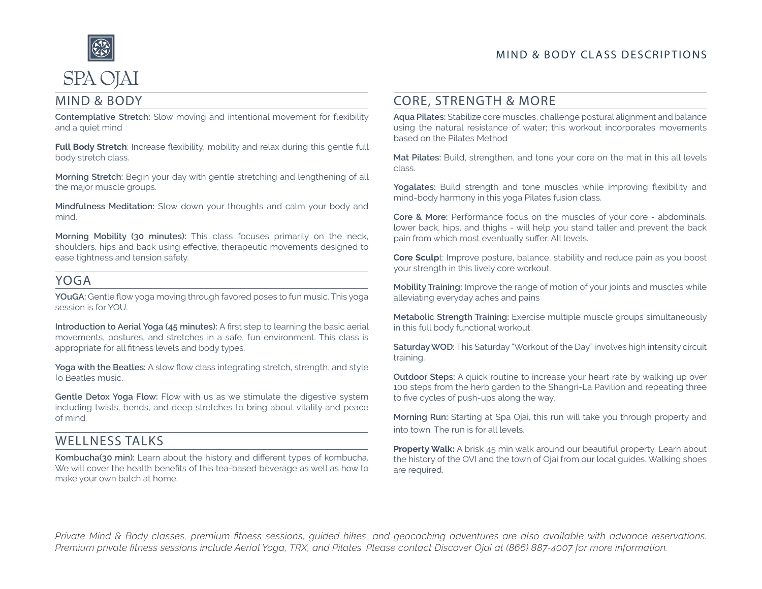SPA OJAI

# MIND & BODY CLASS DESCRIPTIONS

## MIND & BODY

**Contemplative Stretch:** Slow moving and intentional movement for flexibility and a quiet mind

**Full Body Stretch**: Increase flexibility, mobility and relax during this gentle full body stretch class.

**Morning Stretch:** Begin your day with gentle stretching and lengthening of all the major muscle groups.

**Mindfulness Meditation:** Slow down your thoughts and calm your body and mind.

**Morning Mobility (30 minutes):** This class focuses primarily on the neck, shoulders, hips and back using effective, therapeutic movements designed to ease tightness and tension safely.

## YOGA

**YOuGA:** Gentle flow yoga moving through favored poses to fun music. This yoga session is for YOU.

**Introduction to Aerial Yoga (45 minutes):** A first step to learning the basic aerial movements, postures, and stretches in a safe, fun environment. This class is appropriate for all fitness levels and body types.

**Yoga with the Beatles:** A slow flow class integrating stretch, strength, and style to Beatles music.

**Gentle Detox Yoga Flow:** Flow with us as we stimulate the digestive system including twists, bends, and deep stretches to bring about vitality and peace of mind.

## WELLNESS TALKS

**Kombucha(30 min):** Learn about the history and different types of kombucha. We will cover the health benefits of this tea-based beverage as well as how to make your own batch at home.

## CORE, STRENGTH & MORE

**Aqua Pilates:** Stabilize core muscles, challenge postural alignment and balance using the natural resistance of water; this workout incorporates movements based on the Pilates Method

**Mat Pilates:** Build, strengthen, and tone your core on the mat in this all levels class.

**Yogalates:** Build strength and tone muscles while improving flexibility and mind-body harmony in this yoga Pilates fusion class.

**Core & More:** Performance focus on the muscles of your core - abdominals, lower back, hips, and thighs - will help you stand taller and prevent the back pain from which most eventually suffer. All levels.

**Core Sculp**t: Improve posture, balance, stability and reduce pain as you boost your strength in this lively core workout.

**Mobility Training:** Improve the range of motion of your joints and muscles while alleviating everyday aches and pains

**Metabolic Strength Training:** Exercise multiple muscle groups simultaneously in this full body functional workout.

**Saturday WOD:** This Saturday "Workout of the Day" involves high intensity circuit training.

**Outdoor Steps:** A quick routine to increase your heart rate by walking up over 100 steps from the herb garden to the Shangri-La Pavilion and repeating three to five cycles of push-ups along the way.

**Morning Run:** Starting at Spa Ojai, this run will take you through property and into town. The run is for all levels.

**Property Walk:** A brisk 45 min walk around our beautiful property. Learn about the history of the OVI and the town of Ojai from our local guides. Walking shoes are required.

*Private Mind & Body classes, premium fitness sessions, guided hikes, and geocaching adventures are also available with advance reservations. Premium private fitness sessions include Aerial Yoga, TRX, and Pilates. Please contact Discover Ojai at (866) 887-4007 for more information.*